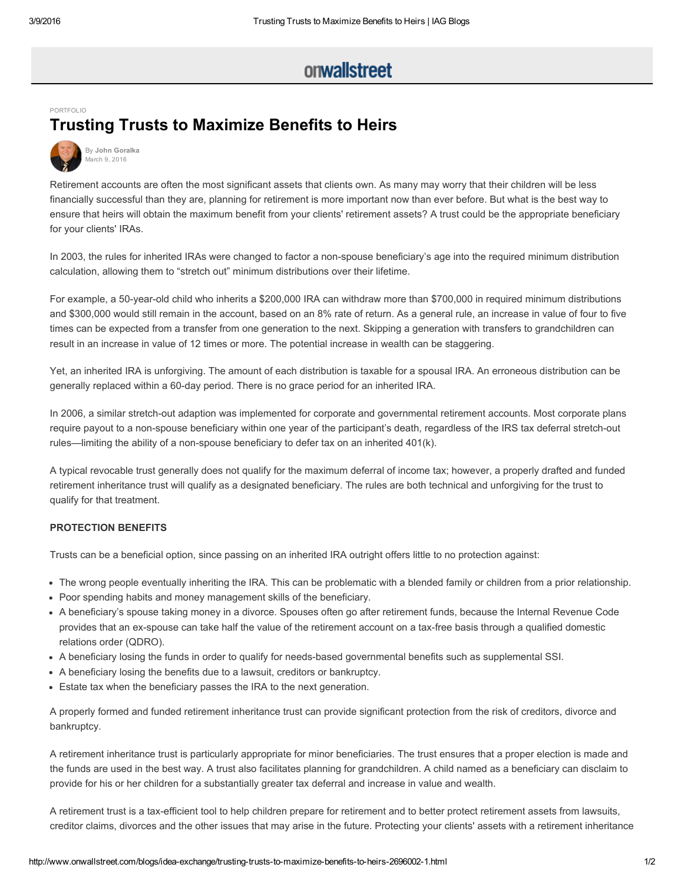PORTFOLIO

# Trusting Trusts to Maximize Benefits to Heirs

By **John Goralka**
March 9, 2016

Retirement accounts are often the most significant assets that clients own. As many may worry that their children will be less financially successful than they are, planning for retirement is more important now than ever before. But what is the best way to ensure that heirs will obtain the maximum benefit from your clients' retirement assets? A trust could be the appropriate beneficiary for your clients' IRAs.

In 2003, the rules for inherited IRAs were changed to factor a non-spouse beneficiary's age into the required minimum distribution calculation, allowing them to "stretch out" minimum distributions over their lifetime.

For example, a 50-year-old child who inherits a $200,000 IRA can withdraw more than $700,000 in required minimum distributions and $300,000 would still remain in the account, based on an 8% rate of return. As a general rule, an increase in value of four to five times can be expected from a transfer from one generation to the next. Skipping a generation with transfers to grandchildren can result in an increase in value of 12 times or more. The potential increase in wealth can be staggering.

Yet, an inherited IRA is unforgiving. The amount of each distribution is taxable for a spousal IRA. An erroneous distribution can be generally replaced within a 60-day period. There is no grace period for an inherited IRA.

In 2006, a similar stretch-out adaption was implemented for corporate and governmental retirement accounts. Most corporate plans require payout to a non-spouse beneficiary within one year of the participant's death, regardless of the IRS tax deferral stretch-out rules—limiting the ability of a non-spouse beneficiary to defer tax on an inherited 401(k).

A typical revocable trust generally does not qualify for the maximum deferral of income tax; however, a properly drafted and funded retirement inheritance trust will qualify as a designated beneficiary. The rules are both technical and unforgiving for the trust to qualify for that treatment.

**PROTECTION BENEFITS**

Trusts can be a beneficial option, since passing on an inherited IRA outright offers little to no protection against:

- The wrong people eventually inheriting the IRA. This can be problematic with a blended family or children from a prior relationship.
- Poor spending habits and money management skills of the beneficiary.
- A beneficiary's spouse taking money in a divorce. Spouses often go after retirement funds, because the Internal Revenue Code provides that an ex-spouse can take half the value of the retirement account on a tax-free basis through a qualified domestic relations order (QDRO).
- A beneficiary losing the funds in order to qualify for needs-based governmental benefits such as supplemental SSI.
- A beneficiary losing the benefits due to a lawsuit, creditors or bankruptcy.
- Estate tax when the beneficiary passes the IRA to the next generation.

A properly formed and funded retirement inheritance trust can provide significant protection from the risk of creditors, divorce and bankruptcy.

A retirement inheritance trust is particularly appropriate for minor beneficiaries. The trust ensures that a proper election is made and the funds are used in the best way. A trust also facilitates planning for grandchildren. A child named as a beneficiary can disclaim to provide for his or her children for a substantially greater tax deferral and increase in value and wealth.

A retirement trust is a tax-efficient tool to help children prepare for retirement and to better protect retirement assets from lawsuits, creditor claims, divorces and the other issues that may arise in the future. Protecting your clients' assets with a retirement inheritance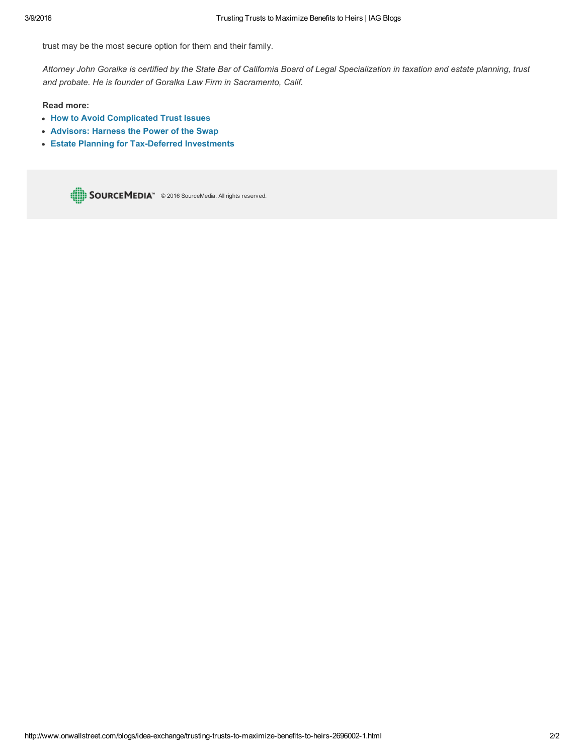trust may be the most secure option for them and their family.

*Attorney John Goralka is certified by the State Bar of California Board of Legal Specialization in taxation and estate planning, trust and probate. He is founder of Goralka Law Firm in Sacramento, Calif.*

**Read more:**

- **How to Avoid Complicated Trust Issues**
- **Advisors: Harness the Power of the Swap**
- **Estate Planning for Tax-Deferred Investments**

SOURCEMEDIA™ © 2016 SourceMedia. All rights reserved.